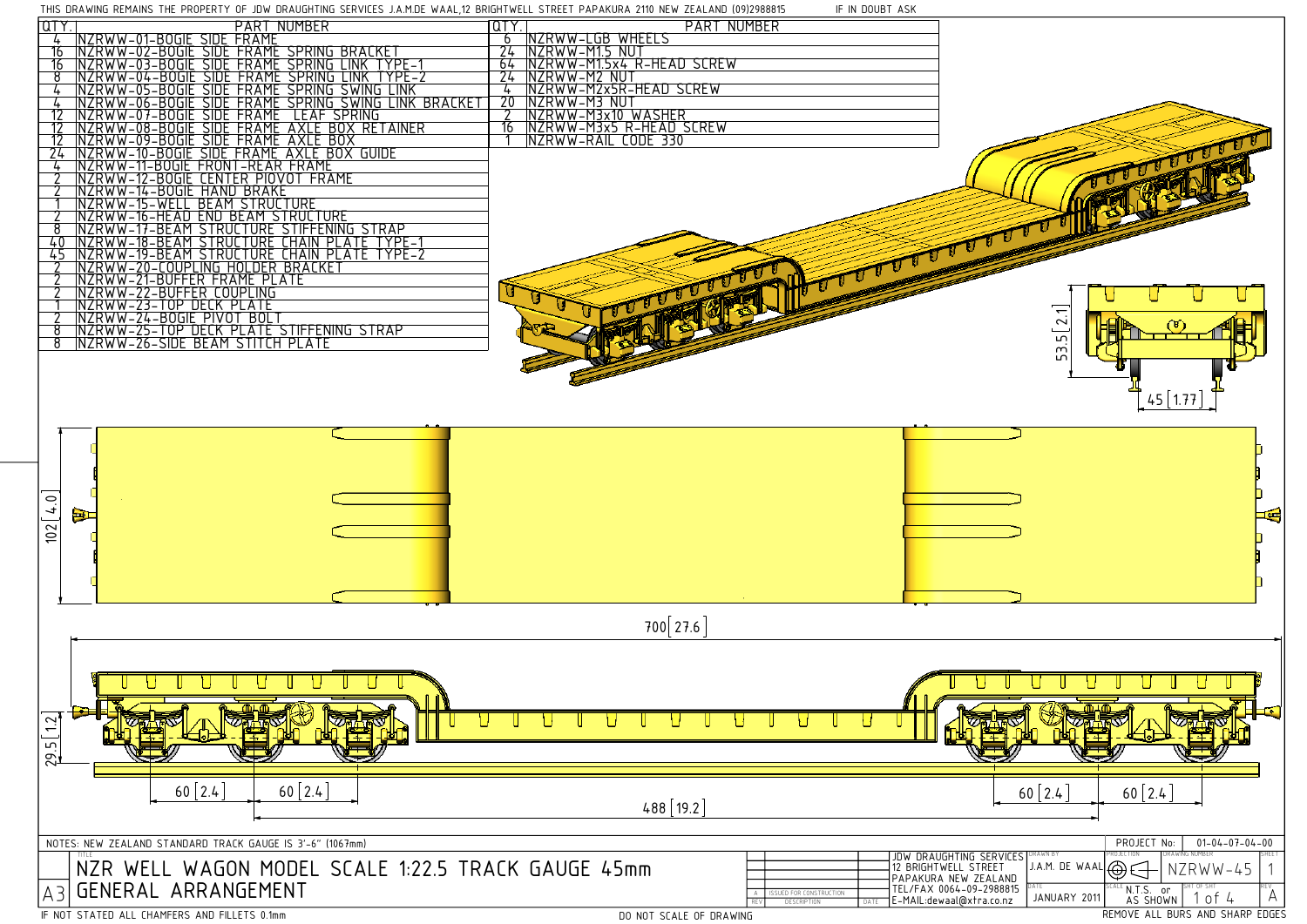THIS DRAWING REMAINS THE PROPERTY OF JDW DRAUGHTING SERVICES J.A.M.DE WAAL,12 BRIGHTWELL STREET PAPAKURA 2110 NEW ZEALAND (09)2988815 IF IN DOUBT ASK

| QTY. | PART NUMBER |
|---|---|
| 4 | NZRWW-01-BOGIE SIDE FRAME |
| 16 | NZRWW-02-BOGIE SIDE FRAME SPRING BRACKET |
| 16 | NZRWW-03-BOGIE SIDE FRAME SPRING LINK TYPE-1 |
| 8 | NZRWW-04-BOGIE SIDE FRAME SPRING LINK TYPE-2 |
| 4 | NZRWW-05-BOGIE SIDE FRAME SPRING SWING LINK |
| 4 | NZRWW-06-BOGIE SIDE FRAME SPRING SWING LINK BRACKET |
| 12 | NZRWW-07-BOGIE SIDE FRAME LEAF SPRING |
| 12 | NZRWW-08-BOGIE SIDE FRAME AXLE BOX RETAINER |
| 12 | NZRWW-09-BOGIE SIDE FRAME AXLE BOX |
| 24 | NZRWW-10-BOGIE SIDE FRAME AXLE BOX GUIDE |
| 4 | NZRWW-11-BOGIE FRONT-REAR FRAME |
| 2 | NZRWW-12-BOGIE CENTER PIOVOT FRAME |
| 2 | NZRWW-14-BOGIE HAND BRAKE |
| 1 | NZRWW-15-WELL BEAM STRUCTURE |
| 2 | NZRWW-16-HEAD END BEAM STRUCTURE |
| 8 | NZRWW-17-BEAM STRUCTURE STIFFENING STRAP |
| 40 | NZRWW-18-BEAM STRUCTURE CHAIN PLATE TYPE-1 |
| 45 | NZRWW-19-BEAM STRUCTURE CHAIN PLATE TYPE-2 |
| 2 | NZRWW-20-COUPLING HOLDER BRACKET |
| 2 | NZRWW-21-BUFFER FRAME PLATE |
| 2 | NZRWW-22-BUFFER COUPLING |
| 1 | NZRWW-23-TOP DECK PLATE |
| 2 | NZRWW-24-BOGIE PIVOT BOLT |
| 8 | NZRWW-25-TOP DECK PLATE STIFFENING STRAP |
| 8 | NZRWW-26-SIDE BEAM STITCH PLATE |

| QTY. | PART NUMBER |
|---|---|
| 6 | NZRWW-LGB WHEELS |
| 24 | NZRWW-M1.5 NUT |
| 64 | NZRWW-M1.5x4 R-HEAD SCREW |
| 24 | NZRWW-M2 NUT |
| 4 | NZRWW-M2x5R-HEAD SCREW |
| 20 | NZRWW-M3 NUT |
| 2 | NZRWW-M3x10 WASHER |
| 16 | NZRWW-M3x5 R-HEAD SCREW |
| 1 | NZRWW-RAIL CODE 330 |

53.5 [2.1]

45 [1.77]

102 [4.0]

700 [27.6]

29.5 [1.2]

60 [2.4] 60 [2.4] 488 [19.2] 60 [2.4] 60 [2.4]

NOTES: NEW ZEALAND STANDARD TRACK GAUGE IS 3'-6" (1067mm)

TITLE: NZR WELL WAGON MODEL SCALE 1:22.5 TRACK GAUGE 45mm
GENERAL ARRANGEMENT

A3

| REV | DESCRIPTION | DATE |
|---|---|---|
| A | ISSUED FOR CONSTRUCTION | |

JDW DRAUGHTING SERVICES
12 BRIGHTWELL STREET
PAPAKURA NEW ZEALAND
TEL/FAX 0064-09-2988815
E-MAIL:dewaal@xtra.co.nz

DRAWN BY: J.A.M. DE WAAL
DATE: JANUARY 2011
PROJECT No: 01-04-07-04-00
DRAWING NUMBER: NZRWW-45
SHEET: 1
SCALE: N.T.S. or AS SHOWN
SHT OF SHT: 1 of 4
REV: A

IF NOT STATED ALL CHAMFERS AND FILLETS 0.1mm

DO NOT SCALE OF DRAWING

REMOVE ALL BURS AND SHARP EDGES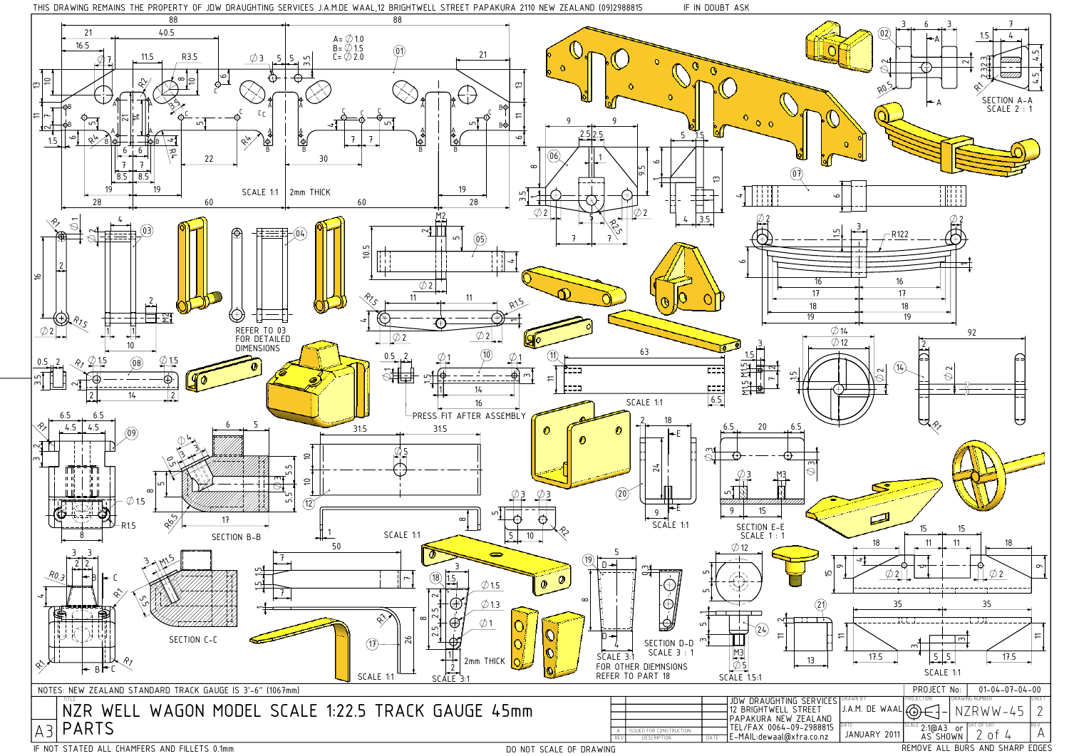THIS DRAWING REMAINS THE PROPERTY OF JDW DRAUGHTING SERVICES J.A.M.DE WAAL,12 BRIGHTWELL STREET PAPAKURA 2110 NEW ZEALAND (09)2988815 IF IN DOUBT ASK

A= ∅ 1.0
B= ∅ 1.5
C= ∅ 2.0

SCALE 1:1 2mm THICK

REFER TO 03 FOR DETAILED DIMENSIONS

PRESS FIT AFTER ASSEMBLY

SECTION A-A SCALE 2 : 1

SECTION B-B

SECTION C-C

SECTION D-D SCALE 3 : 1

SECTION E-E SCALE 1 : 1

SCALE 3:1 FOR OTHER DIEMNSIONS REFER TO PART 18

2mm THICK

NOTES: NEW ZEALAND STANDARD TRACK GAUGE IS 3'-6" (1067mm)

| | |
|---|---|
| TITLE | NZR WELL WAGON MODEL SCALE 1:22.5 TRACK GAUGE 45mm PARTS |
| SIZE | A3 |
| REV A | ISSUED FOR CONSTRUCTION |
| | JDW DRAUGHTING SERVICES 12 BRIGHTWELL STREET PAPAKURA NEW ZEALAND TEL/FAX 0064-09-2988815 E-MAIL:dewaal@xtra.co.nz |
| DRAWN BY | J.A.M. DE WAAL |
| DATE | JANUARY 2011 |
| PROJECT No: | 01-04-07-04-00 |
| DRAWING NUMBER | NZRWW-45 |
| SHEET | 2 |
| SCALE | 2:1@A3 or AS SHOWN |
| SHT OF SHT | 2 of 4 |
| REV. | A |

IF NOT STATED ALL CHAMFERS AND FILLETS 0.1mm

DO NOT SCALE OF DRAWING

REMOVE ALL BURS AND SHARP EDGES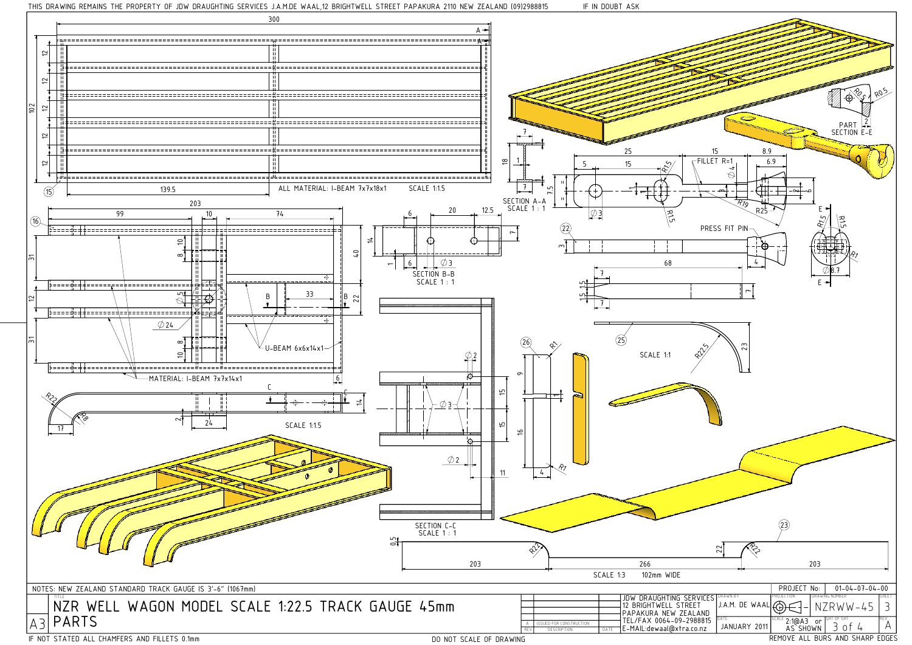THIS DRAWING REMAINS THE PROPERTY OF JDW DRAUGHTING SERVICES J.A.M.DE WAAL,12 BRIGHTWELL STREET PAPAKURA 2110 NEW ZEALAND (09)2988815 IF IN DOUBT ASK

300

A

102

12 12 12 12 12

139.5

15

ALL MATERIAL: I-BEAM 7x7x18x1 SCALE 1:1.5

7

18

1

7

SECTION A–A
SCALE 1 : 1

25 15 8.9

5 15 R15 FILLET R=1 6.9

Ø4

7.5

1

8

Ø3

R15

R19 R25

6

PART SECTION E–E

R0.5 R0.5

2

22

PRESS FIT PIN

3

4

68

7

1.5 1.5

7

7

E

R1.5 R15

R1

Ø8.7

E

203

99 10 74

16

6 20 12.5

7

14

1 6 Ø3

SECTION B–B
SCALE 1 : 1

31

8 10

40

Ø5

12

B 33 B

22

Ø24

31

8 10

U-BEAM 6x6x14x1

MATERIAL: I-BEAM 7x7x14x1

6

R22 R8

C

C

14

2

17 24

SCALE 1:1.5

Ø2

Ø3

15

15

Ø2

11

SECTION C–C
SCALE 1 : 1

26

R1

9

16

4

R1

25

SCALE 1:1

R22.5

23

23

0.5

R22

22

R22

203 266 203

SCALE 1:3 102mm WIDE

NOTES: NEW ZEALAND STANDARD TRACK GAUGE IS 3'-6" (1067mm)

| | |
|---|---|
| TITLE | NZR WELL WAGON MODEL SCALE 1:22.5 TRACK GAUGE 45mm PARTS |
| A3 | |
| A | ISSUED FOR CONSTRUCTION |
| REV / DESCRIPTION / DATE | |
| | JDW DRAUGHTING SERVICES, 12 BRIGHTWELL STREET, PAPAKURA NEW ZEALAND, TEL/FAX 0064-09-2988815, E-MAIL:dewaal@xtra.co.nz |
| DRAWN BY | J.A.M. DE WAAL |
| DATE | JANUARY 2011 |
| PROJECT No: | 01-04-07-04-00 |
| DRAWING NUMBER | NZRWW-45 |
| SHEET | 3 |
| SCALE | 2:1@A3 or AS SHOWN |
| SHT OF SHT | 3 of 4 |
| REV | A |

IF NOT STATED ALL CHAMFERS AND FILLETS 0.1mm

DO NOT SCALE OF DRAWING

REMOVE ALL BURS AND SHARP EDGES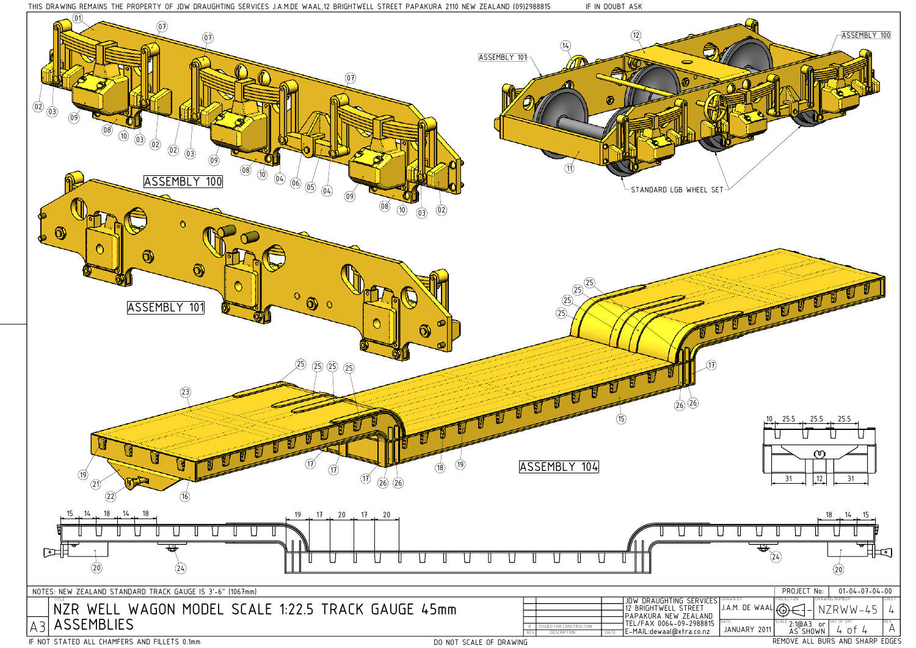THIS DRAWING REMAINS THE PROPERTY OF JDW DRAUGHTING SERVICES J.A.M.DE WAAL,12 BRIGHTWELL STREET PAPAKURA 2110 NEW ZEALAND (09)2988815

IF IN DOUBT ASK

ASSEMBLY 100

ASSEMBLY 101

ASSEMBLY 104

STANDARD LGB WHEEL SET

NOTES: NEW ZEALAND STANDARD TRACK GAUGE IS 3'-6" (1067mm)

# NZR WELL WAGON MODEL SCALE 1:22.5 TRACK GAUGE 45mm

# ASSEMBLIES

| | |
|---|---|
| SIZE | A3 |
| REV | A |
| DESCRIPTION | ISSUED FOR CONSTRUCTION |
| | JDW DRAUGHTING SERVICES<br>12 BRIGHTWELL STREET<br>PAPAKURA NEW ZEALAND<br>TEL/FAX 0064-09-2988815<br>E-MAIL:dewaal@xtra.co.nz |
| DRAWN BY | J.A.M. DE WAAL |
| DATE | JANUARY 2011 |
| PROJECT No: | 01-04-07-04-00 |
| DRAWING NUMBER | NZRWW-45 |
| SHEET | 4 |
| SCALE | 2:1@A3 or AS SHOWN |
| SHT OF SHT | 4 of 4 |
| REV | A |

IF NOT STATED ALL CHAMFERS AND FILLETS 0.1mm

DO NOT SCALE OF DRAWING

REMOVE ALL BURS AND SHARP EDGES